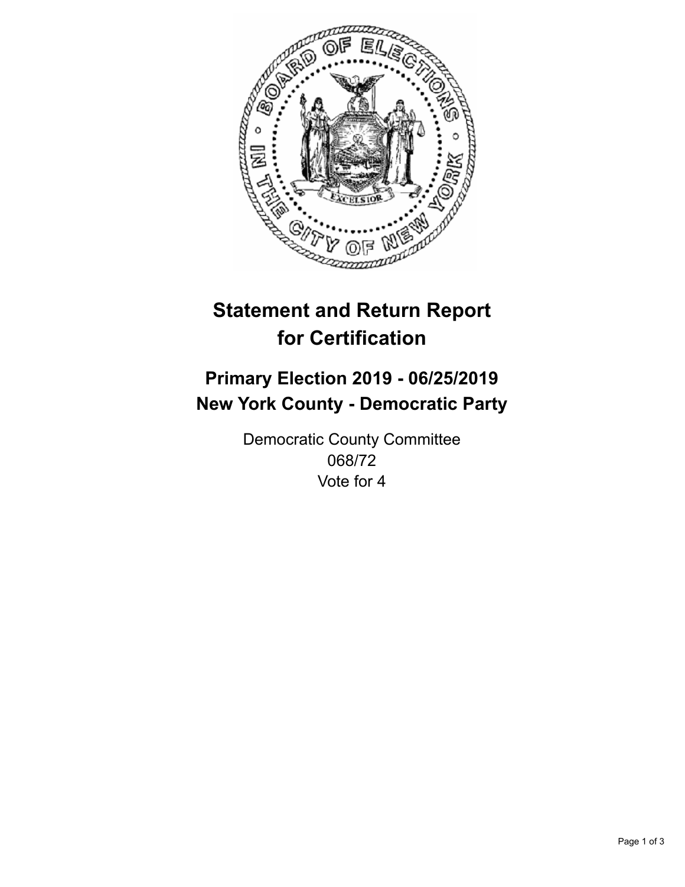# Statement and Return Report for Certification

## Primary Election 2019 - 06/25/2019
## New York County - Democratic Party

Democratic County Committee
068/72
Vote for 4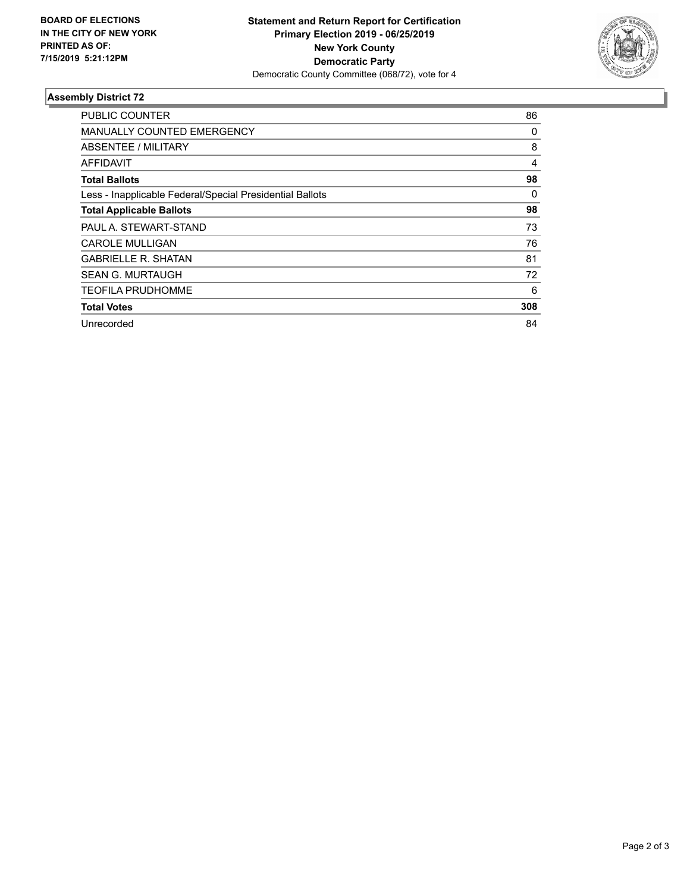**BOARD OF ELECTIONS IN THE CITY OF NEW YORK PRINTED AS OF: 7/15/2019 5:21:12PM**

**Statement and Return Report for Certification**
**Primary Election 2019 - 06/25/2019**
**New York County**
**Democratic Party**
Democratic County Committee (068/72), vote for 4

## Assembly District 72

| | |
|---|---|
| PUBLIC COUNTER | 86 |
| MANUALLY COUNTED EMERGENCY | 0 |
| ABSENTEE / MILITARY | 8 |
| AFFIDAVIT | 4 |
| **Total Ballots** | **98** |
| Less - Inapplicable Federal/Special Presidential Ballots | 0 |
| **Total Applicable Ballots** | **98** |
| PAUL A. STEWART-STAND | 73 |
| CAROLE MULLIGAN | 76 |
| GABRIELLE R. SHATAN | 81 |
| SEAN G. MURTAUGH | 72 |
| TEOFILA PRUDHOMME | 6 |
| **Total Votes** | **308** |
| Unrecorded | 84 |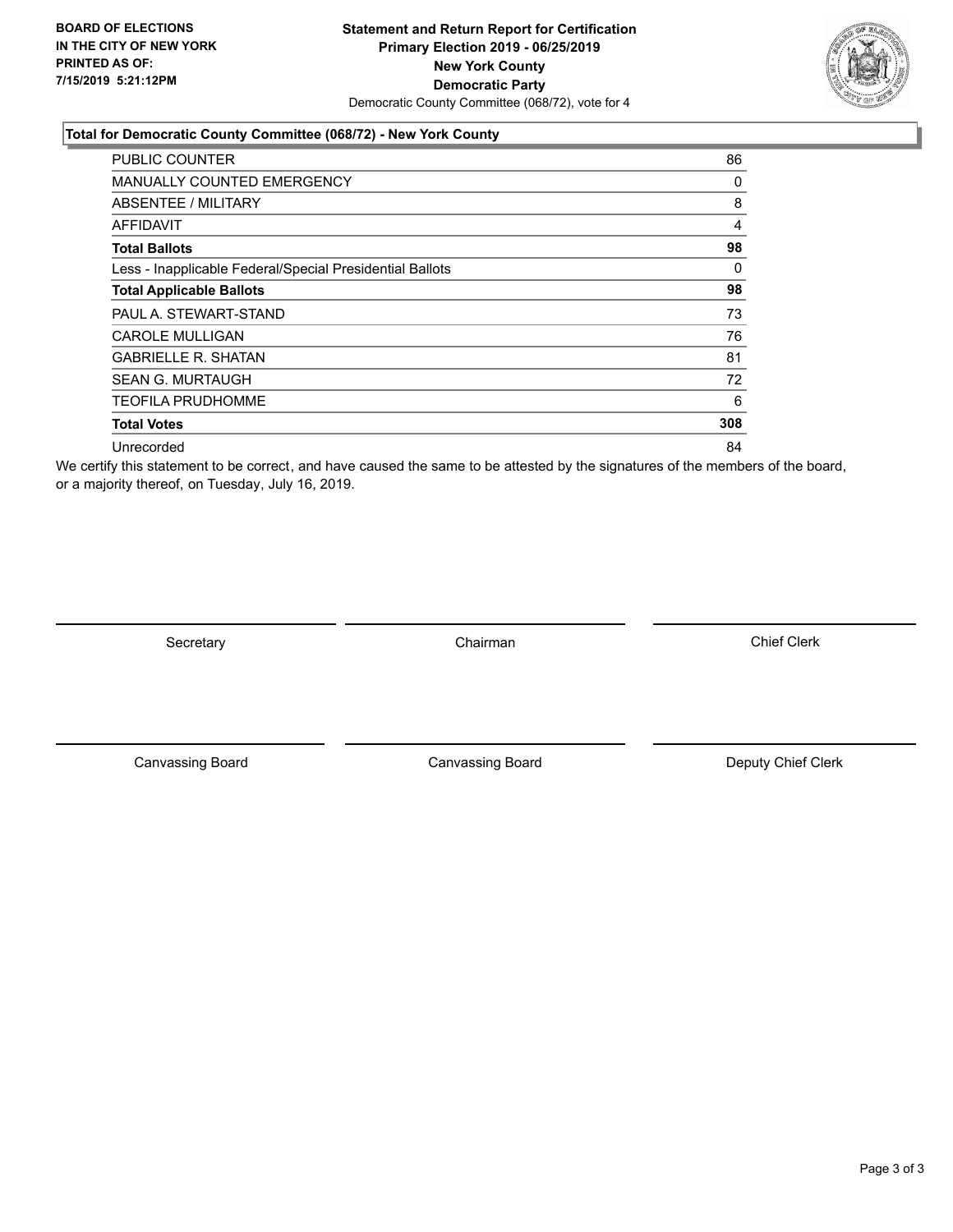**BOARD OF ELECTIONS IN THE CITY OF NEW YORK PRINTED AS OF: 7/15/2019 5:21:12PM**

**Statement and Return Report for Certification**
**Primary Election 2019 - 06/25/2019**
**New York County**
**Democratic Party**
Democratic County Committee (068/72), vote for 4

### Total for Democratic County Committee (068/72) - New York County

| | |
|---|---|
| PUBLIC COUNTER | 86 |
| MANUALLY COUNTED EMERGENCY | 0 |
| ABSENTEE / MILITARY | 8 |
| AFFIDAVIT | 4 |
| **Total Ballots** | **98** |
| Less - Inapplicable Federal/Special Presidential Ballots | 0 |
| **Total Applicable Ballots** | **98** |
| PAUL A. STEWART-STAND | 73 |
| CAROLE MULLIGAN | 76 |
| GABRIELLE R. SHATAN | 81 |
| SEAN G. MURTAUGH | 72 |
| TEOFILA PRUDHOMME | 6 |
| **Total Votes** | **308** |
| Unrecorded | 84 |

We certify this statement to be correct, and have caused the same to be attested by the signatures of the members of the board, or a majority thereof, on Tuesday, July 16, 2019.

Secretary

Chairman

Chief Clerk

Canvassing Board

Canvassing Board

Deputy Chief Clerk